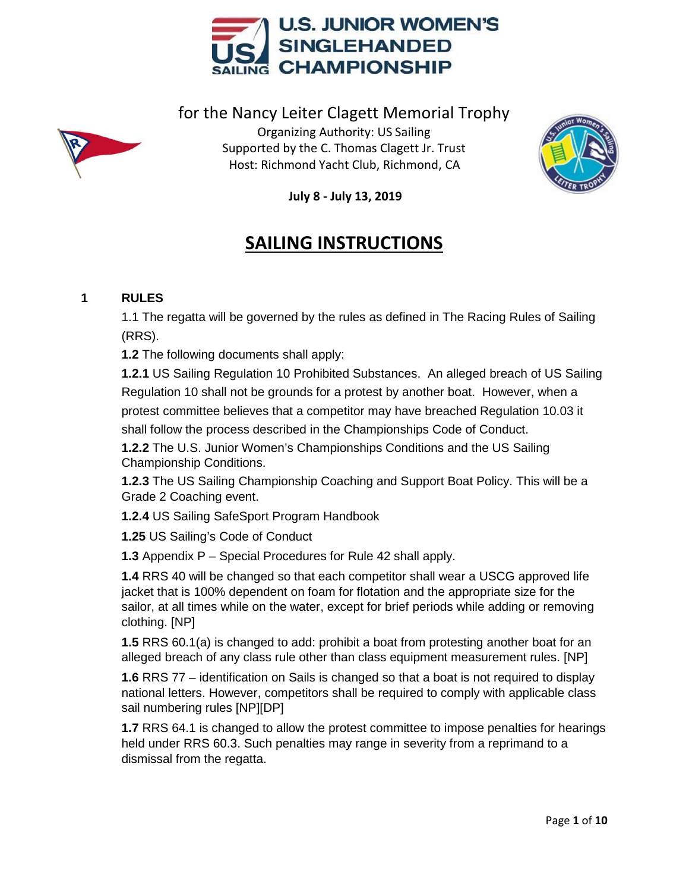# U.S. JUNIOR WOMEN'S SINGLEHANDED CHAMPIONSHIP

for the Nancy Leiter Clagett Memorial Trophy

Organizing Authority: US Sailing
Supported by the C. Thomas Clagett Jr. Trust
Host: Richmond Yacht Club, Richmond, CA

**July 8 - July 13, 2019**

# SAILING INSTRUCTIONS

## 1 RULES

1.1 The regatta will be governed by the rules as defined in The Racing Rules of Sailing (RRS).

**1.2** The following documents shall apply:

**1.2.1** US Sailing Regulation 10 Prohibited Substances. An alleged breach of US Sailing Regulation 10 shall not be grounds for a protest by another boat. However, when a protest committee believes that a competitor may have breached Regulation 10.03 it shall follow the process described in the Championships Code of Conduct.

**1.2.2** The U.S. Junior Women's Championships Conditions and the US Sailing Championship Conditions.

**1.2.3** The US Sailing Championship Coaching and Support Boat Policy. This will be a Grade 2 Coaching event.

**1.2.4** US Sailing SafeSport Program Handbook

**1.25** US Sailing's Code of Conduct

**1.3** Appendix P – Special Procedures for Rule 42 shall apply.

**1.4** RRS 40 will be changed so that each competitor shall wear a USCG approved life jacket that is 100% dependent on foam for flotation and the appropriate size for the sailor, at all times while on the water, except for brief periods while adding or removing clothing. [NP]

**1.5** RRS 60.1(a) is changed to add: prohibit a boat from protesting another boat for an alleged breach of any class rule other than class equipment measurement rules. [NP]

**1.6** RRS 77 – identification on Sails is changed so that a boat is not required to display national letters. However, competitors shall be required to comply with applicable class sail numbering rules [NP][DP]

**1.7** RRS 64.1 is changed to allow the protest committee to impose penalties for hearings held under RRS 60.3. Such penalties may range in severity from a reprimand to a dismissal from the regatta.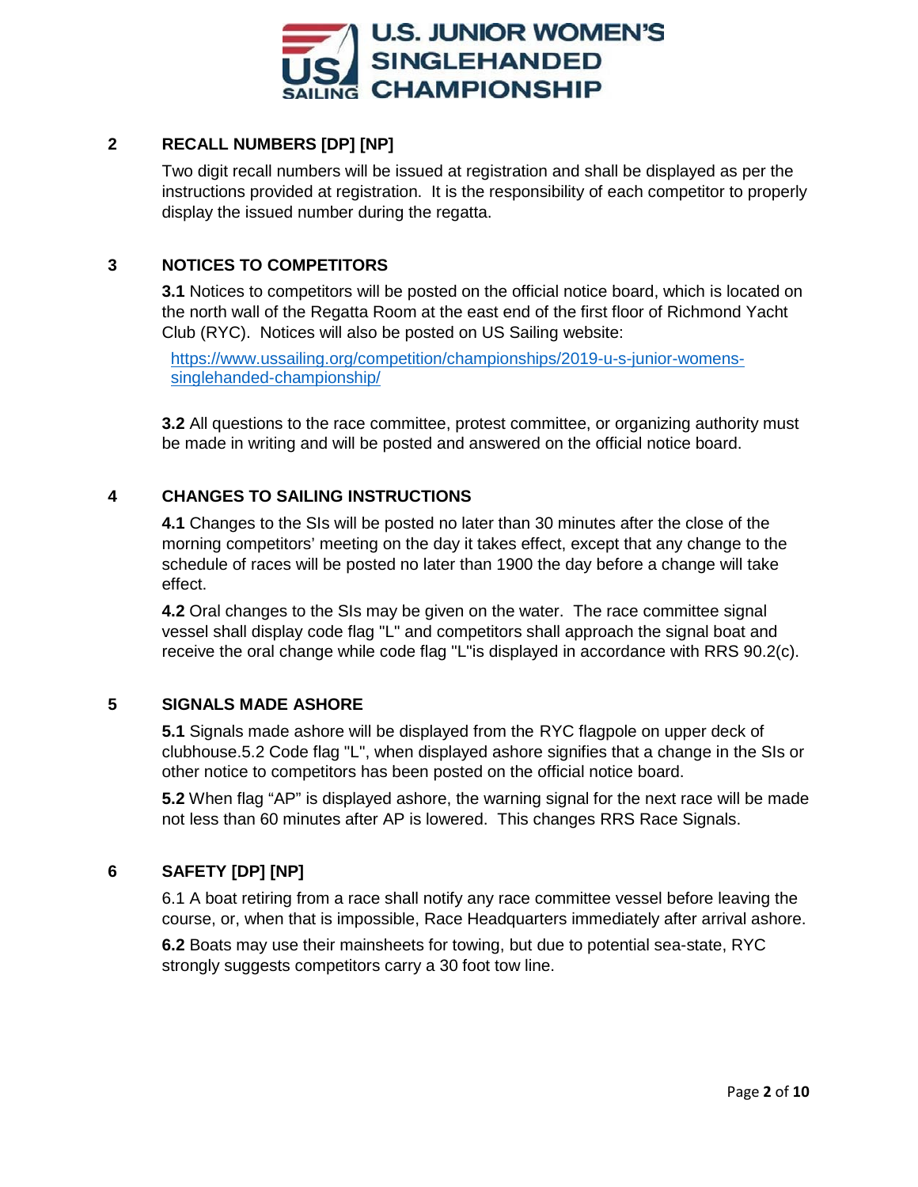## 2 RECALL NUMBERS [DP] [NP]

Two digit recall numbers will be issued at registration and shall be displayed as per the instructions provided at registration. It is the responsibility of each competitor to properly display the issued number during the regatta.

## 3 NOTICES TO COMPETITORS

**3.1** Notices to competitors will be posted on the official notice board, which is located on the north wall of the Regatta Room at the east end of the first floor of Richmond Yacht Club (RYC). Notices will also be posted on US Sailing website:

https://www.ussailing.org/competition/championships/2019-u-s-junior-womens-singlehanded-championship/

**3.2** All questions to the race committee, protest committee, or organizing authority must be made in writing and will be posted and answered on the official notice board.

## 4 CHANGES TO SAILING INSTRUCTIONS

**4.1** Changes to the SIs will be posted no later than 30 minutes after the close of the morning competitors' meeting on the day it takes effect, except that any change to the schedule of races will be posted no later than 1900 the day before a change will take effect.

**4.2** Oral changes to the SIs may be given on the water. The race committee signal vessel shall display code flag "L" and competitors shall approach the signal boat and receive the oral change while code flag "L"is displayed in accordance with RRS 90.2(c).

## 5 SIGNALS MADE ASHORE

**5.1** Signals made ashore will be displayed from the RYC flagpole on upper deck of clubhouse.5.2 Code flag "L", when displayed ashore signifies that a change in the SIs or other notice to competitors has been posted on the official notice board.

**5.2** When flag "AP" is displayed ashore, the warning signal for the next race will be made not less than 60 minutes after AP is lowered. This changes RRS Race Signals.

## 6 SAFETY [DP] [NP]

6.1 A boat retiring from a race shall notify any race committee vessel before leaving the course, or, when that is impossible, Race Headquarters immediately after arrival ashore.

**6.2** Boats may use their mainsheets for towing, but due to potential sea-state, RYC strongly suggests competitors carry a 30 foot tow line.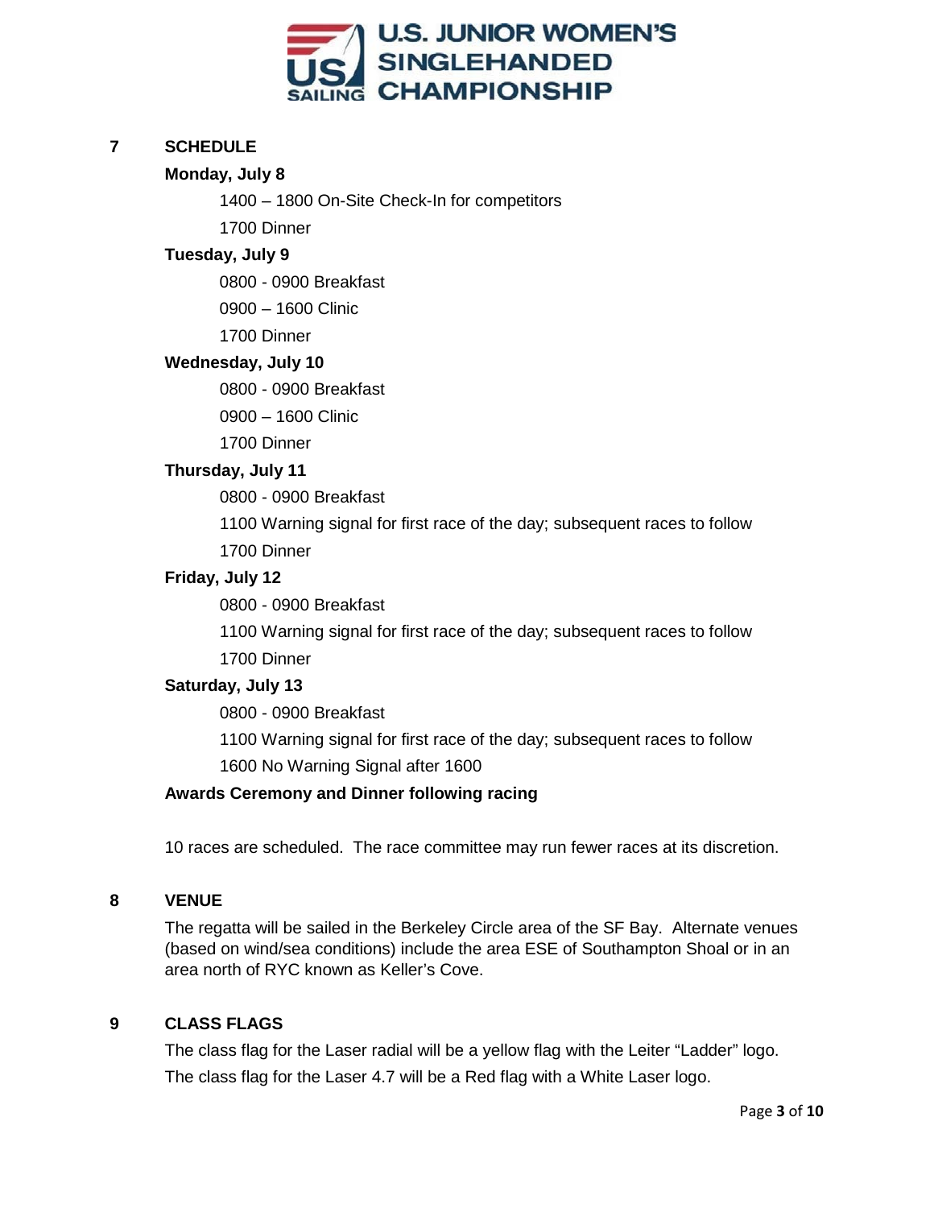U.S. JUNIOR WOMEN'S SINGLEHANDED CHAMPIONSHIP

## 7 SCHEDULE

**Monday, July 8**

1400 – 1800 On-Site Check-In for competitors

1700 Dinner

**Tuesday, July 9**

0800 - 0900 Breakfast

0900 – 1600 Clinic

1700 Dinner

**Wednesday, July 10**

0800 - 0900 Breakfast

0900 – 1600 Clinic

1700 Dinner

**Thursday, July 11**

0800 - 0900 Breakfast

1100 Warning signal for first race of the day; subsequent races to follow

1700 Dinner

**Friday, July 12**

0800 - 0900 Breakfast

1100 Warning signal for first race of the day; subsequent races to follow

1700 Dinner

**Saturday, July 13**

0800 - 0900 Breakfast

1100 Warning signal for first race of the day; subsequent races to follow

1600 No Warning Signal after 1600

**Awards Ceremony and Dinner following racing**

10 races are scheduled. The race committee may run fewer races at its discretion.

## 8 VENUE

The regatta will be sailed in the Berkeley Circle area of the SF Bay. Alternate venues (based on wind/sea conditions) include the area ESE of Southampton Shoal or in an area north of RYC known as Keller's Cove.

## 9 CLASS FLAGS

The class flag for the Laser radial will be a yellow flag with the Leiter "Ladder" logo.

The class flag for the Laser 4.7 will be a Red flag with a White Laser logo.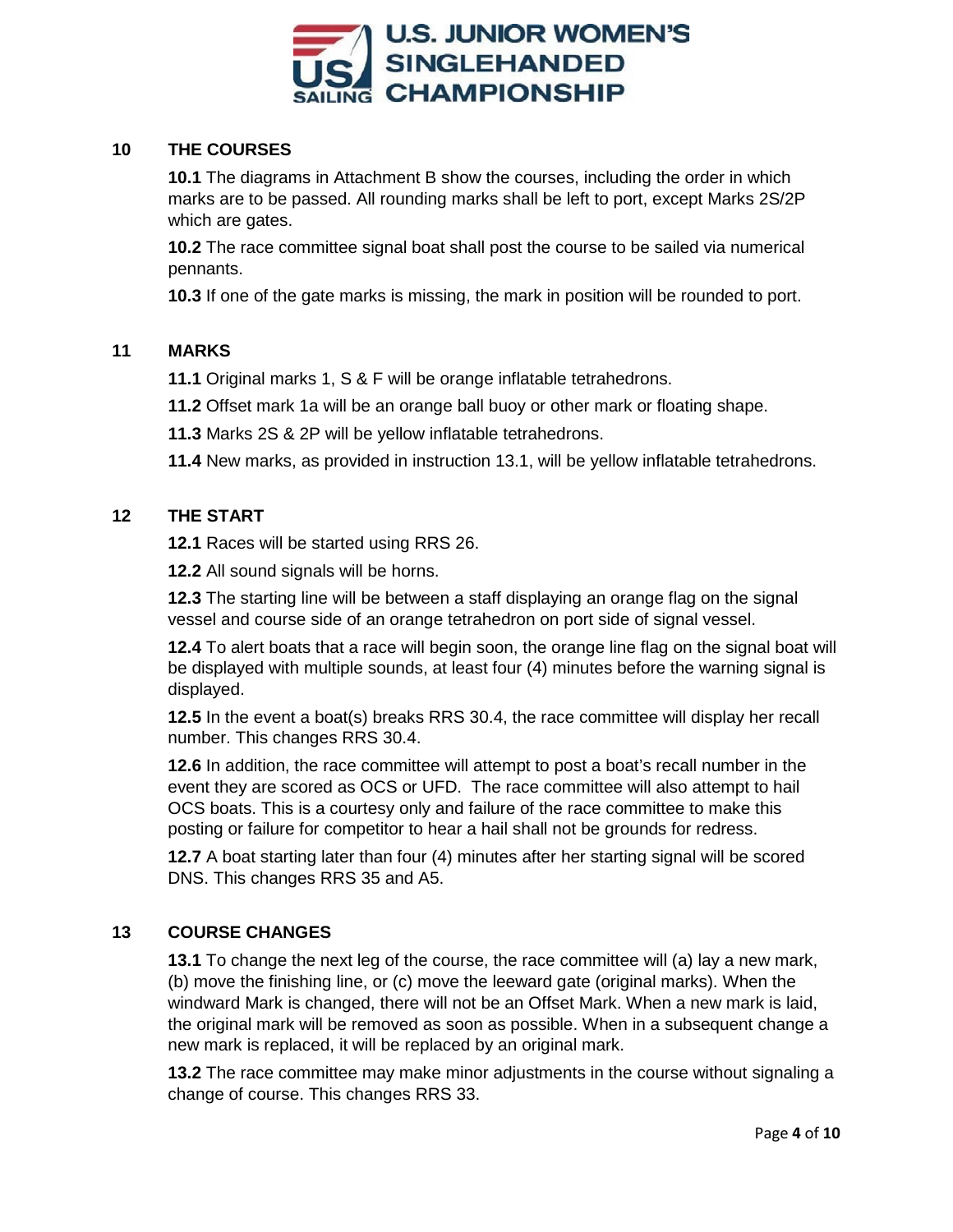## 10 THE COURSES

**10.1** The diagrams in Attachment B show the courses, including the order in which marks are to be passed. All rounding marks shall be left to port, except Marks 2S/2P which are gates.

**10.2** The race committee signal boat shall post the course to be sailed via numerical pennants.

**10.3** If one of the gate marks is missing, the mark in position will be rounded to port.

## 11 MARKS

**11.1** Original marks 1, S & F will be orange inflatable tetrahedrons.

**11.2** Offset mark 1a will be an orange ball buoy or other mark or floating shape.

**11.3** Marks 2S & 2P will be yellow inflatable tetrahedrons.

**11.4** New marks, as provided in instruction 13.1, will be yellow inflatable tetrahedrons.

## 12 THE START

**12.1** Races will be started using RRS 26.

**12.2** All sound signals will be horns.

**12.3** The starting line will be between a staff displaying an orange flag on the signal vessel and course side of an orange tetrahedron on port side of signal vessel.

**12.4** To alert boats that a race will begin soon, the orange line flag on the signal boat will be displayed with multiple sounds, at least four (4) minutes before the warning signal is displayed.

**12.5** In the event a boat(s) breaks RRS 30.4, the race committee will display her recall number. This changes RRS 30.4.

**12.6** In addition, the race committee will attempt to post a boat's recall number in the event they are scored as OCS or UFD. The race committee will also attempt to hail OCS boats. This is a courtesy only and failure of the race committee to make this posting or failure for competitor to hear a hail shall not be grounds for redress.

**12.7** A boat starting later than four (4) minutes after her starting signal will be scored DNS. This changes RRS 35 and A5.

## 13 COURSE CHANGES

**13.1** To change the next leg of the course, the race committee will (a) lay a new mark, (b) move the finishing line, or (c) move the leeward gate (original marks). When the windward Mark is changed, there will not be an Offset Mark. When a new mark is laid, the original mark will be removed as soon as possible. When in a subsequent change a new mark is replaced, it will be replaced by an original mark.

**13.2** The race committee may make minor adjustments in the course without signaling a change of course. This changes RRS 33.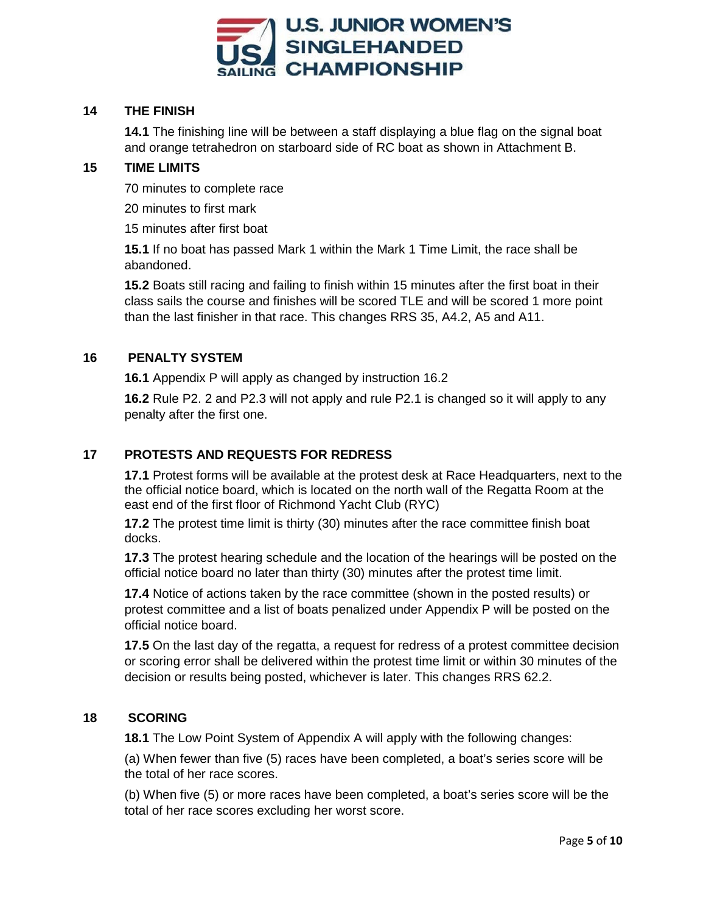## 14 THE FINISH

**14.1** The finishing line will be between a staff displaying a blue flag on the signal boat and orange tetrahedron on starboard side of RC boat as shown in Attachment B.

## 15 TIME LIMITS

70 minutes to complete race

20 minutes to first mark

15 minutes after first boat

**15.1** If no boat has passed Mark 1 within the Mark 1 Time Limit, the race shall be abandoned.

**15.2** Boats still racing and failing to finish within 15 minutes after the first boat in their class sails the course and finishes will be scored TLE and will be scored 1 more point than the last finisher in that race. This changes RRS 35, A4.2, A5 and A11.

## 16 PENALTY SYSTEM

**16.1** Appendix P will apply as changed by instruction 16.2

**16.2** Rule P2. 2 and P2.3 will not apply and rule P2.1 is changed so it will apply to any penalty after the first one.

## 17 PROTESTS AND REQUESTS FOR REDRESS

**17.1** Protest forms will be available at the protest desk at Race Headquarters, next to the the official notice board, which is located on the north wall of the Regatta Room at the east end of the first floor of Richmond Yacht Club (RYC)

**17.2** The protest time limit is thirty (30) minutes after the race committee finish boat docks.

**17.3** The protest hearing schedule and the location of the hearings will be posted on the official notice board no later than thirty (30) minutes after the protest time limit.

**17.4** Notice of actions taken by the race committee (shown in the posted results) or protest committee and a list of boats penalized under Appendix P will be posted on the official notice board.

**17.5** On the last day of the regatta, a request for redress of a protest committee decision or scoring error shall be delivered within the protest time limit or within 30 minutes of the decision or results being posted, whichever is later. This changes RRS 62.2.

## 18 SCORING

**18.1** The Low Point System of Appendix A will apply with the following changes:

(a) When fewer than five (5) races have been completed, a boat's series score will be the total of her race scores.

(b) When five (5) or more races have been completed, a boat's series score will be the total of her race scores excluding her worst score.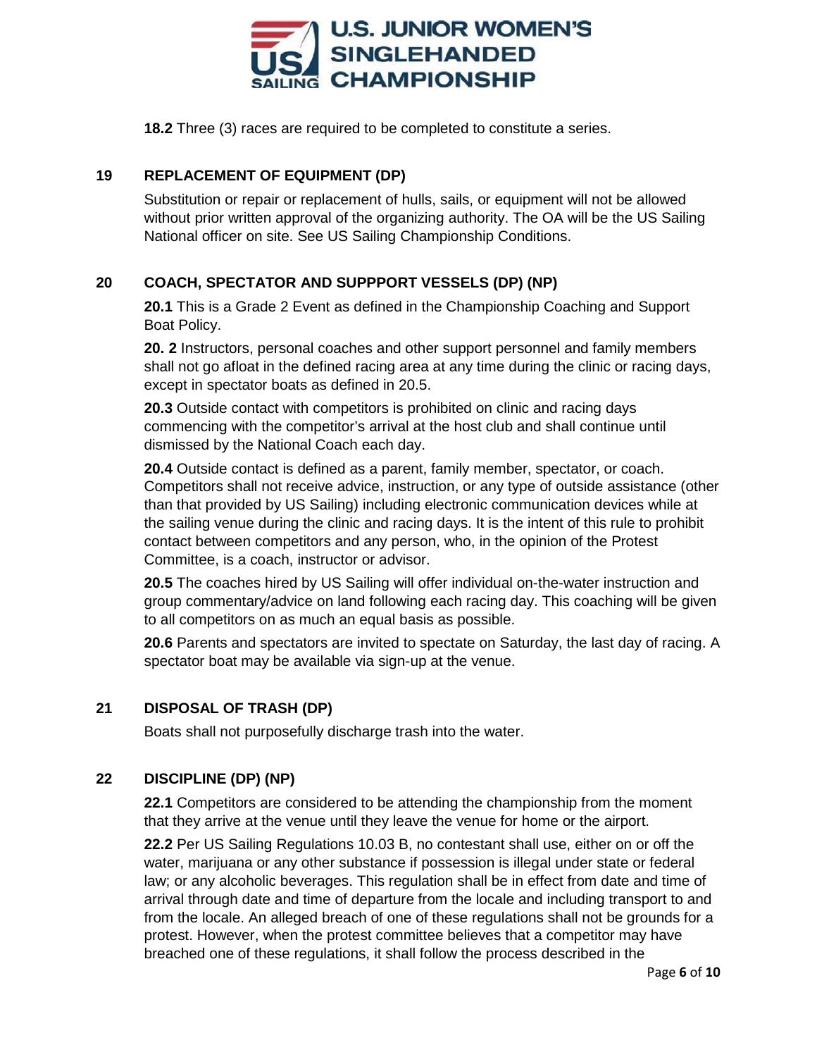**18.2** Three (3) races are required to be completed to constitute a series.

## 19 REPLACEMENT OF EQUIPMENT (DP)

Substitution or repair or replacement of hulls, sails, or equipment will not be allowed without prior written approval of the organizing authority. The OA will be the US Sailing National officer on site. See US Sailing Championship Conditions.

## 20 COACH, SPECTATOR AND SUPPPORT VESSELS (DP) (NP)

**20.1** This is a Grade 2 Event as defined in the Championship Coaching and Support Boat Policy.

**20. 2** Instructors, personal coaches and other support personnel and family members shall not go afloat in the defined racing area at any time during the clinic or racing days, except in spectator boats as defined in 20.5.

**20.3** Outside contact with competitors is prohibited on clinic and racing days commencing with the competitor's arrival at the host club and shall continue until dismissed by the National Coach each day.

**20.4** Outside contact is defined as a parent, family member, spectator, or coach. Competitors shall not receive advice, instruction, or any type of outside assistance (other than that provided by US Sailing) including electronic communication devices while at the sailing venue during the clinic and racing days. It is the intent of this rule to prohibit contact between competitors and any person, who, in the opinion of the Protest Committee, is a coach, instructor or advisor.

**20.5** The coaches hired by US Sailing will offer individual on-the-water instruction and group commentary/advice on land following each racing day. This coaching will be given to all competitors on as much an equal basis as possible.

**20.6** Parents and spectators are invited to spectate on Saturday, the last day of racing. A spectator boat may be available via sign-up at the venue.

## 21 DISPOSAL OF TRASH (DP)

Boats shall not purposefully discharge trash into the water.

## 22 DISCIPLINE (DP) (NP)

**22.1** Competitors are considered to be attending the championship from the moment that they arrive at the venue until they leave the venue for home or the airport.

**22.2** Per US Sailing Regulations 10.03 B, no contestant shall use, either on or off the water, marijuana or any other substance if possession is illegal under state or federal law; or any alcoholic beverages. This regulation shall be in effect from date and time of arrival through date and time of departure from the locale and including transport to and from the locale. An alleged breach of one of these regulations shall not be grounds for a protest. However, when the protest committee believes that a competitor may have breached one of these regulations, it shall follow the process described in the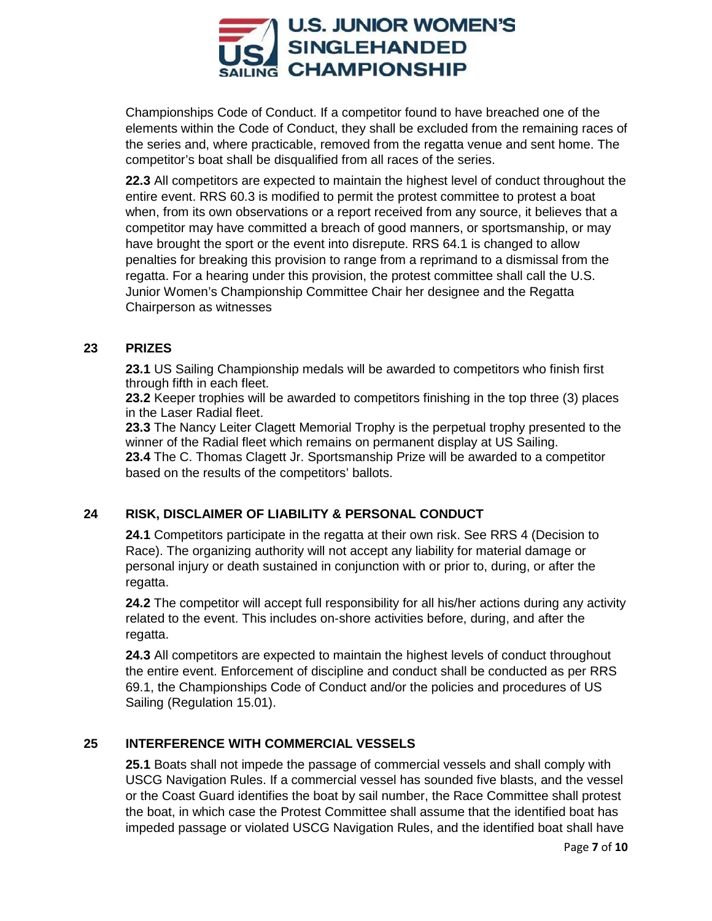Championships Code of Conduct. If a competitor found to have breached one of the elements within the Code of Conduct, they shall be excluded from the remaining races of the series and, where practicable, removed from the regatta venue and sent home. The competitor's boat shall be disqualified from all races of the series.

**22.3** All competitors are expected to maintain the highest level of conduct throughout the entire event. RRS 60.3 is modified to permit the protest committee to protest a boat when, from its own observations or a report received from any source, it believes that a competitor may have committed a breach of good manners, or sportsmanship, or may have brought the sport or the event into disrepute. RRS 64.1 is changed to allow penalties for breaking this provision to range from a reprimand to a dismissal from the regatta. For a hearing under this provision, the protest committee shall call the U.S. Junior Women's Championship Committee Chair her designee and the Regatta Chairperson as witnesses

## 23 PRIZES

**23.1** US Sailing Championship medals will be awarded to competitors who finish first through fifth in each fleet.
**23.2** Keeper trophies will be awarded to competitors finishing in the top three (3) places in the Laser Radial fleet.
**23.3** The Nancy Leiter Clagett Memorial Trophy is the perpetual trophy presented to the winner of the Radial fleet which remains on permanent display at US Sailing.
**23.4** The C. Thomas Clagett Jr. Sportsmanship Prize will be awarded to a competitor based on the results of the competitors' ballots.

## 24 RISK, DISCLAIMER OF LIABILITY & PERSONAL CONDUCT

**24.1** Competitors participate in the regatta at their own risk. See RRS 4 (Decision to Race). The organizing authority will not accept any liability for material damage or personal injury or death sustained in conjunction with or prior to, during, or after the regatta.

**24.2** The competitor will accept full responsibility for all his/her actions during any activity related to the event. This includes on-shore activities before, during, and after the regatta.

**24.3** All competitors are expected to maintain the highest levels of conduct throughout the entire event. Enforcement of discipline and conduct shall be conducted as per RRS 69.1, the Championships Code of Conduct and/or the policies and procedures of US Sailing (Regulation 15.01).

## 25 INTERFERENCE WITH COMMERCIAL VESSELS

**25.1** Boats shall not impede the passage of commercial vessels and shall comply with USCG Navigation Rules. If a commercial vessel has sounded five blasts, and the vessel or the Coast Guard identifies the boat by sail number, the Race Committee shall protest the boat, in which case the Protest Committee shall assume that the identified boat has impeded passage or violated USCG Navigation Rules, and the identified boat shall have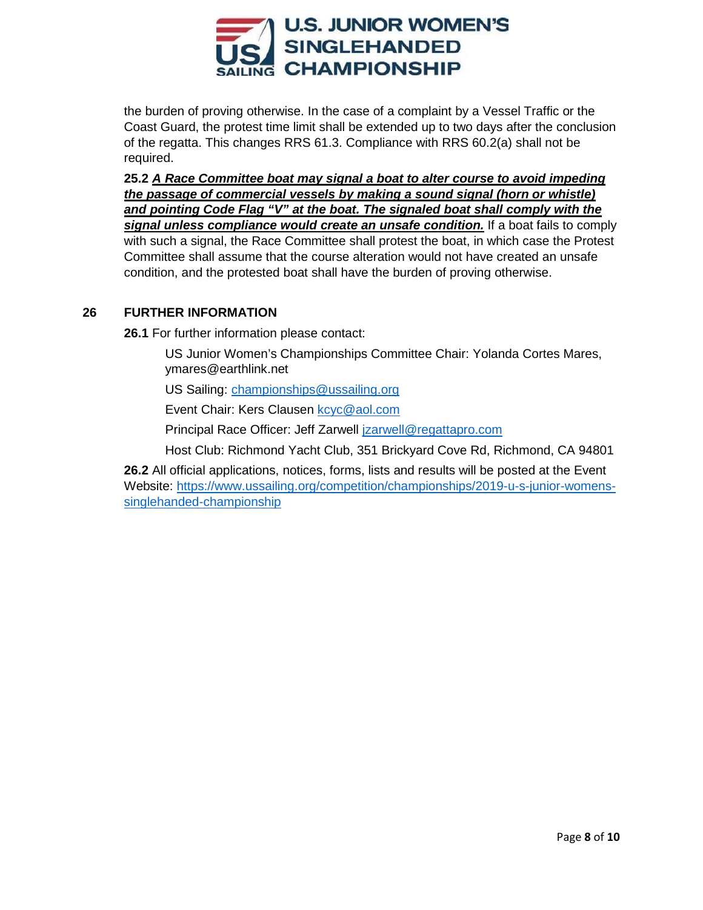the burden of proving otherwise. In the case of a complaint by a Vessel Traffic or the Coast Guard, the protest time limit shall be extended up to two days after the conclusion of the regatta. This changes RRS 61.3. Compliance with RRS 60.2(a) shall not be required.

**25.2** ***A Race Committee boat may signal a boat to alter course to avoid impeding the passage of commercial vessels by making a sound signal (horn or whistle) and pointing Code Flag "V" at the boat. The signaled boat shall comply with the signal unless compliance would create an unsafe condition.*** If a boat fails to comply with such a signal, the Race Committee shall protest the boat, in which case the Protest Committee shall assume that the course alteration would not have created an unsafe condition, and the protested boat shall have the burden of proving otherwise.

## 26 FURTHER INFORMATION

**26.1** For further information please contact:

US Junior Women's Championships Committee Chair: Yolanda Cortes Mares, ymares@earthlink.net

US Sailing: championships@ussailing.org

Event Chair: Kers Clausen kcyc@aol.com

Principal Race Officer: Jeff Zarwell jzarwell@regattapro.com

Host Club: Richmond Yacht Club, 351 Brickyard Cove Rd, Richmond, CA 94801

**26.2** All official applications, notices, forms, lists and results will be posted at the Event Website: https://www.ussailing.org/competition/championships/2019-u-s-junior-womens-singlehanded-championship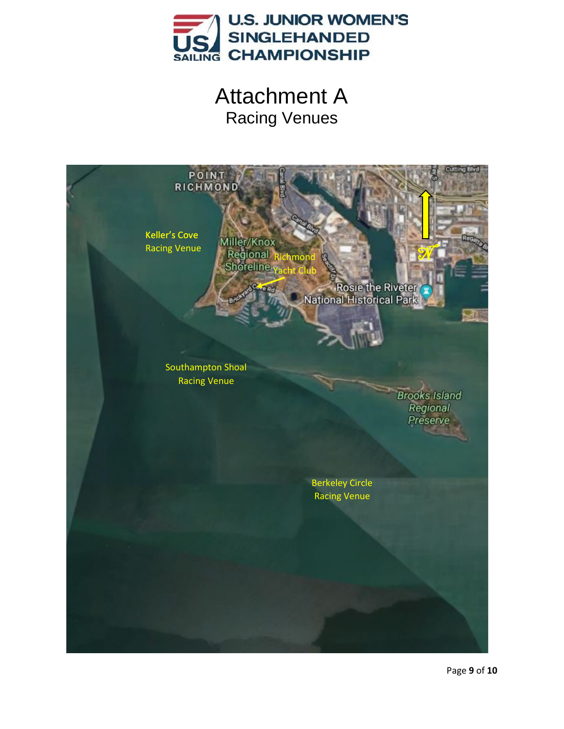# Attachment A

## Racing Venues

Keller's Cove Racing Venue

Richmond Yacht Club

Southampton Shoal Racing Venue

Berkeley Circle Racing Venue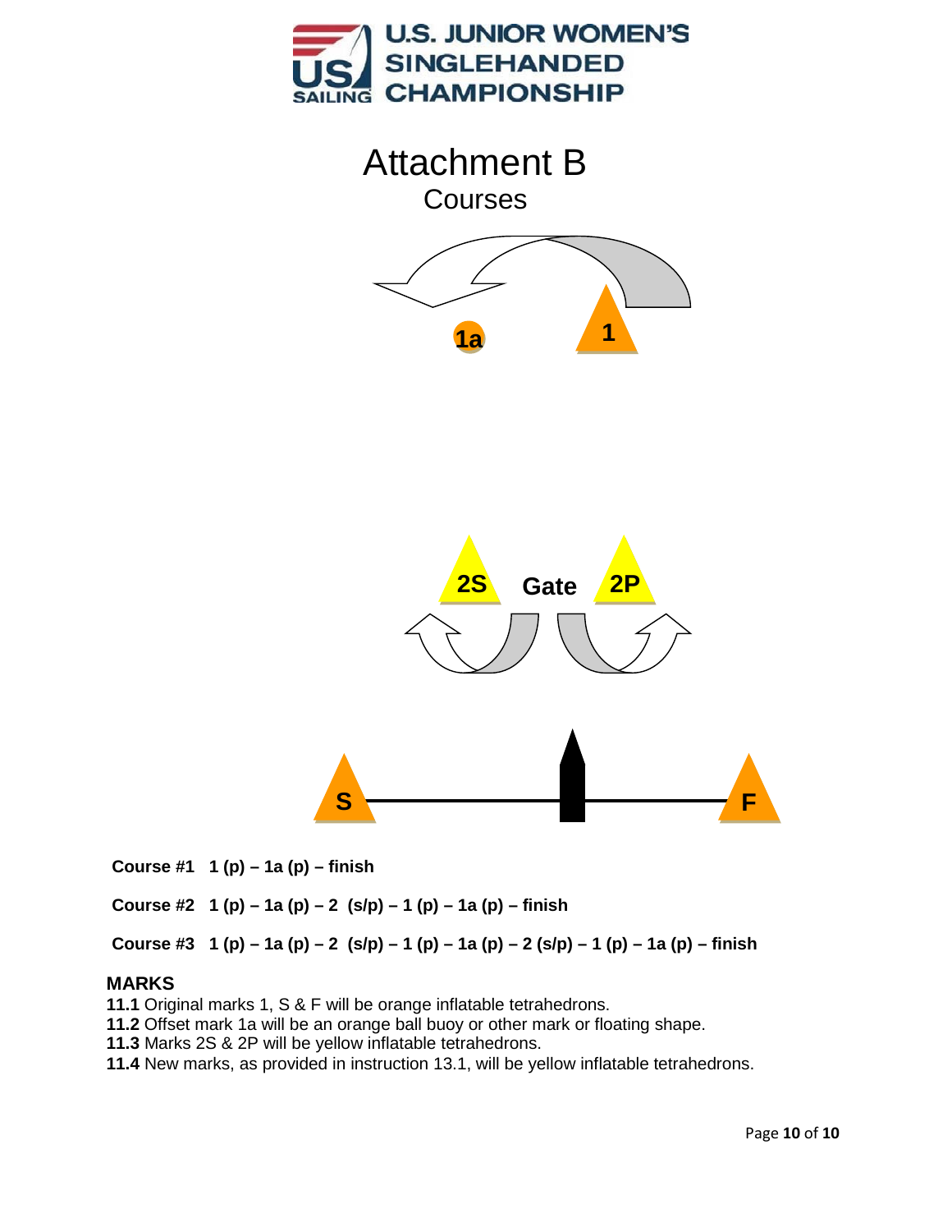U.S. JUNIOR WOMEN'S SINGLEHANDED CHAMPIONSHIP

# Attachment B

## Courses

1a

1

2S

Gate

2P

S

F

**Course #1 1 (p) – 1a (p) – finish**

**Course #2 1 (p) – 1a (p) – 2 (s/p) – 1 (p) – 1a (p) – finish**

**Course #3 1 (p) – 1a (p) – 2 (s/p) – 1 (p) – 1a (p) – 2 (s/p) – 1 (p) – 1a (p) – finish**

### MARKS

**11.1** Original marks 1, S & F will be orange inflatable tetrahedrons.
**11.2** Offset mark 1a will be an orange ball buoy or other mark or floating shape.
**11.3** Marks 2S & 2P will be yellow inflatable tetrahedrons.
**11.4** New marks, as provided in instruction 13.1, will be yellow inflatable tetrahedrons.